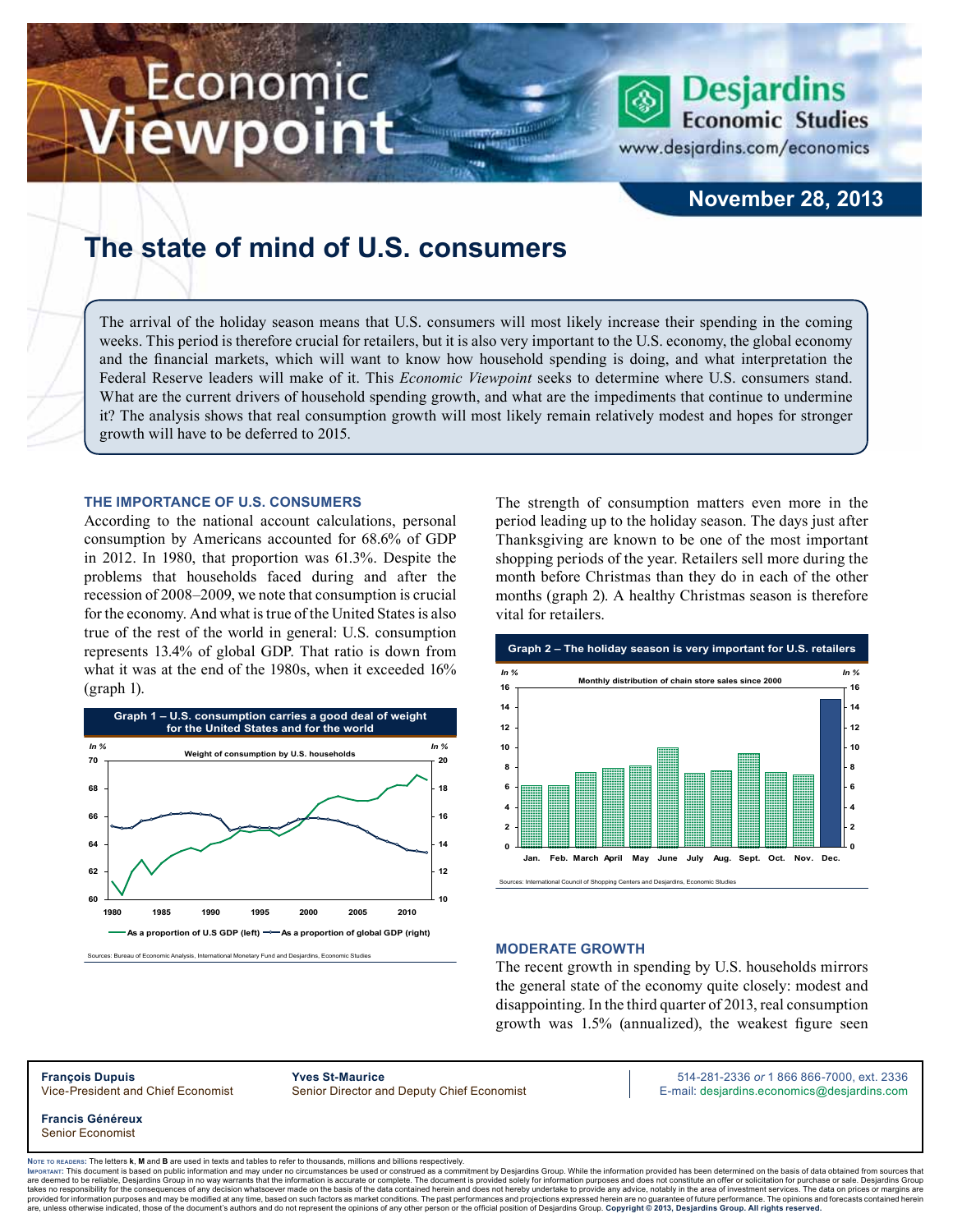# The state of mind of U.S. consumers

November 28, 2013

The arrival of the holiday season means that U.S. consumers will most likely increase their spending in the coming weeks. This period is therefore crucial for retailers, but it is also very important to the U.S. economy, the global economy and the financial markets, which will want to know how household spending is doing, and what interpretation the Federal Reserve leaders will make of it. This *Economic Viewpoint* seeks to determine where U.S. consumers stand. What are the current drivers of household spending growth, and what are the impediments that continue to undermine it? The analysis shows that real consumption growth will most likely remain relatively modest and hopes for stronger growth will have to be deferred to 2015.

## THE IMPORTANCE OF U.S. CONSUMERS

According to the national account calculations, personal consumption by Americans accounted for 68.6% of GDP in 2012. In 1980, that proportion was 61.3%. Despite the problems that households faced during and after the recession of 2008–2009, we note that consumption is crucial for the economy. And what is true of the United States is also true of the rest of the world in general: U.S. consumption represents 13.4% of global GDP. That ratio is down from what it was at the end of the 1980s, when it exceeded 16% (graph 1).

**Graph 1 – U.S. consumption carries a good deal of weight for the United States and for the world**

Weight of consumption by U.S. households

Sources: Bureau of Economic Analysis, International Monetary Fund and Desjardins, Economic Studies

The strength of consumption matters even more in the period leading up to the holiday season. The days just after Thanksgiving are known to be one of the most important shopping periods of the year. Retailers sell more during the month before Christmas than they do in each of the other months (graph 2). A healthy Christmas season is therefore vital for retailers.

**Graph 2 – The holiday season is very important for U.S. retailers**

Monthly distribution of chain store sales since 2000

Sources: International Council of Shopping Centers and Desjardins, Economic Studies

## MODERATE GROWTH

The recent growth in spending by U.S. households mirrors the general state of the economy quite closely: modest and disappointing. In the third quarter of 2013, real consumption growth was 1.5% (annualized), the weakest figure seen

**François Dupuis**
Vice-President and Chief Economist

**Yves St-Maurice**
Senior Director and Deputy Chief Economist

514-281-2336 *or* 1 866 866-7000, ext. 2336
E-mail: desjardins.economics@desjardins.com

**Francis Généreux**
Senior Economist

Note to readers: The letters **k**, **M** and **B** are used in texts and tables to refer to thousands, millions and billions respectively.

Important: This document is based on public information and may under no circumstances be used or construed as a commitment by Desjardins Group. While the information provided has been determined on the basis of data obtained from sources that are deemed to be reliable, Desjardins Group in no way warrants that the information is accurate or complete. The document is provided solely for information purposes and does not constitute an offer or solicitation for purchase or sale. Desjardins Group takes no responsibility for the consequences of any decision whatsoever made on the basis of the data contained herein and does not hereby undertake to provide any advice, notably in the area of investment services. The data on prices or margins are provided for information purposes and may be modified at any time, based on such factors as market conditions. The past performances and projections expressed herein are no guarantee of future performance. The opinions and forecasts contained herein are, unless otherwise indicated, those of the document's authors and do not represent the opinions of any other person or the official position of Desjardins Group. **Copyright © 2013, Desjardins Group. All rights reserved.**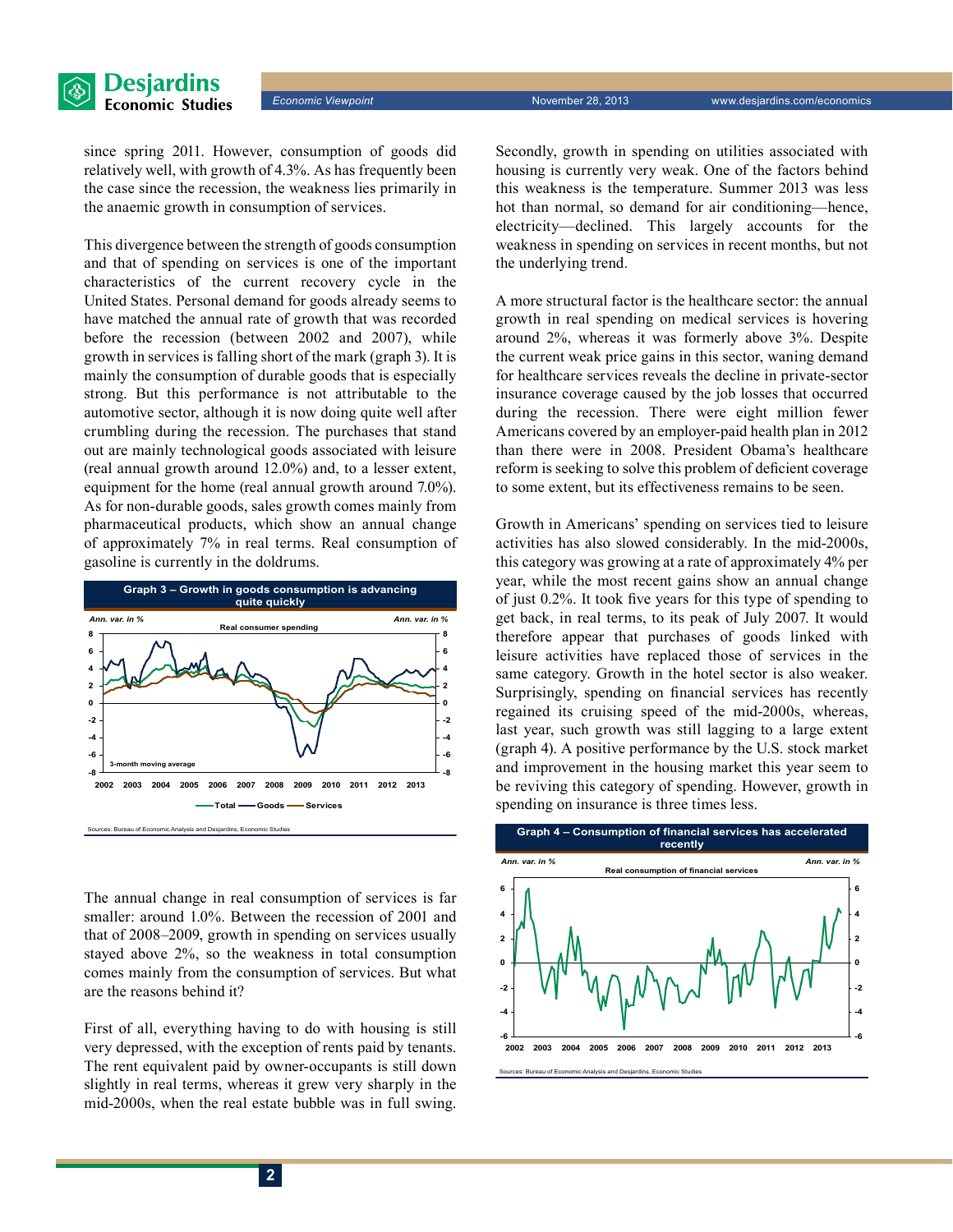since spring 2011. However, consumption of goods did relatively well, with growth of 4.3%. As has frequently been the case since the recession, the weakness lies primarily in the anaemic growth in consumption of services.

This divergence between the strength of goods consumption and that of spending on services is one of the important characteristics of the current recovery cycle in the United States. Personal demand for goods already seems to have matched the annual rate of growth that was recorded before the recession (between 2002 and 2007), while growth in services is falling short of the mark (graph 3). It is mainly the consumption of durable goods that is especially strong. But this performance is not attributable to the automotive sector, although it is now doing quite well after crumbling during the recession. The purchases that stand out are mainly technological goods associated with leisure (real annual growth around 12.0%) and, to a lesser extent, equipment for the home (real annual growth around 7.0%). As for non-durable goods, sales growth comes mainly from pharmaceutical products, which show an annual change of approximately 7% in real terms. Real consumption of gasoline is currently in the doldrums.

**Graph 3 – Growth in goods consumption is advancing quite quickly**

Real consumer spending (Ann. var. in %; 3-month moving average) — Total, Goods, Services

Sources: Bureau of Economic Analysis and Desjardins, Economic Studies

The annual change in real consumption of services is far smaller: around 1.0%. Between the recession of 2001 and that of 2008–2009, growth in spending on services usually stayed above 2%, so the weakness in total consumption comes mainly from the consumption of services. But what are the reasons behind it?

First of all, everything having to do with housing is still very depressed, with the exception of rents paid by tenants. The rent equivalent paid by owner-occupants is still down slightly in real terms, whereas it grew very sharply in the mid-2000s, when the real estate bubble was in full swing. Secondly, growth in spending on utilities associated with housing is currently very weak. One of the factors behind this weakness is the temperature. Summer 2013 was less hot than normal, so demand for air conditioning—hence, electricity—declined. This largely accounts for the weakness in spending on services in recent months, but not the underlying trend.

A more structural factor is the healthcare sector: the annual growth in real spending on medical services is hovering around 2%, whereas it was formerly above 3%. Despite the current weak price gains in this sector, waning demand for healthcare services reveals the decline in private-sector insurance coverage caused by the job losses that occurred during the recession. There were eight million fewer Americans covered by an employer-paid health plan in 2012 than there were in 2008. President Obama's healthcare reform is seeking to solve this problem of deficient coverage to some extent, but its effectiveness remains to be seen.

Growth in Americans' spending on services tied to leisure activities has also slowed considerably. In the mid-2000s, this category was growing at a rate of approximately 4% per year, while the most recent gains show an annual change of just 0.2%. It took five years for this type of spending to get back, in real terms, to its peak of July 2007. It would therefore appear that purchases of goods linked with leisure activities have replaced those of services in the same category. Growth in the hotel sector is also weaker. Surprisingly, spending on financial services has recently regained its cruising speed of the mid-2000s, whereas, last year, such growth was still lagging to a large extent (graph 4). A positive performance by the U.S. stock market and improvement in the housing market this year seem to be reviving this category of spending. However, growth in spending on insurance is three times less.

**Graph 4 – Consumption of financial services has accelerated recently**

Real consumption of financial services (Ann. var. in %)

Sources: Bureau of Economic Analysis and Desjardins, Economic Studies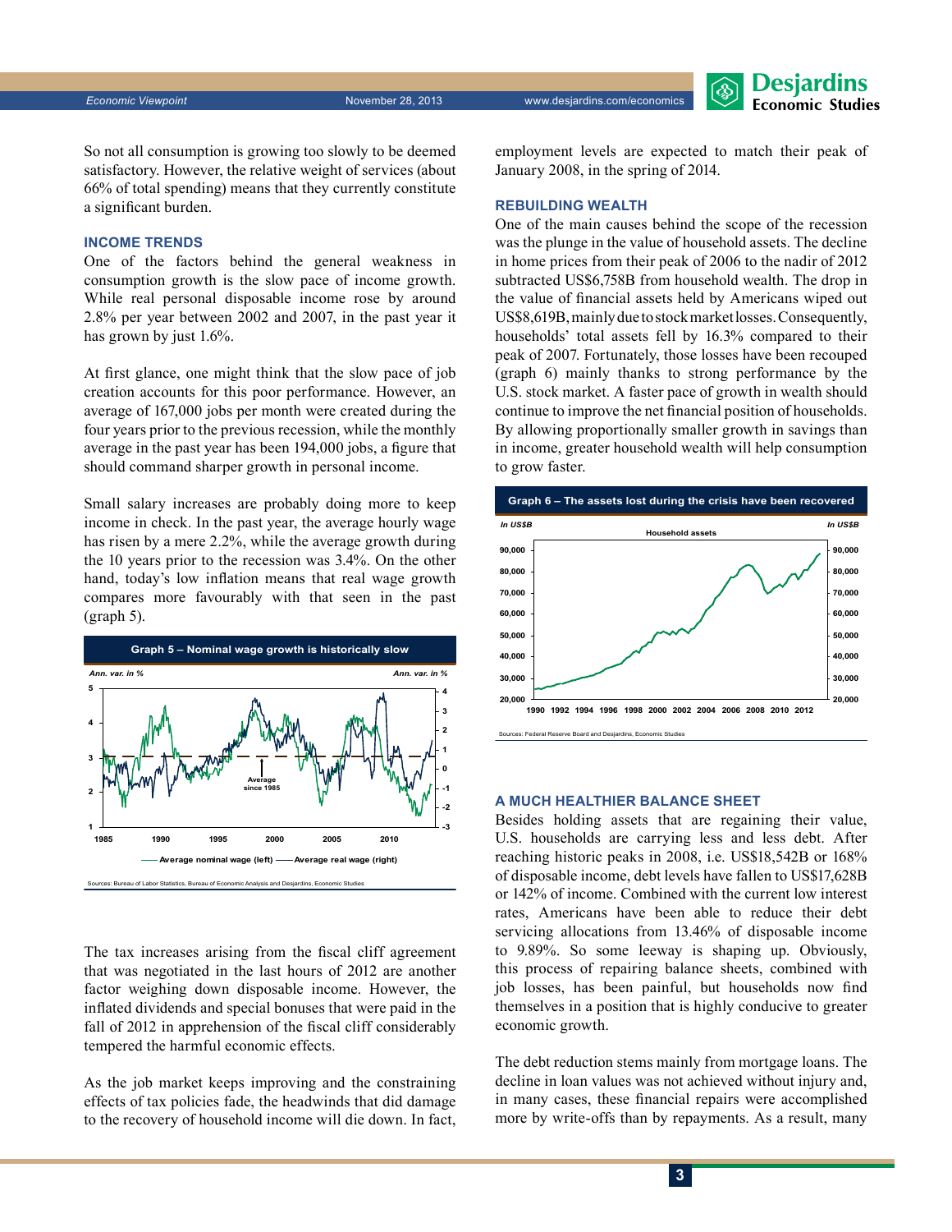So not all consumption is growing too slowly to be deemed satisfactory. However, the relative weight of services (about 66% of total spending) means that they currently constitute a significant burden.

### INCOME TRENDS

One of the factors behind the general weakness in consumption growth is the slow pace of income growth. While real personal disposable income rose by around 2.8% per year between 2002 and 2007, in the past year it has grown by just 1.6%.

At first glance, one might think that the slow pace of job creation accounts for this poor performance. However, an average of 167,000 jobs per month were created during the four years prior to the previous recession, while the monthly average in the past year has been 194,000 jobs, a figure that should command sharper growth in personal income.

Small salary increases are probably doing more to keep income in check. In the past year, the average hourly wage has risen by a mere 2.2%, while the average growth during the 10 years prior to the recession was 3.4%. On the other hand, today's low inflation means that real wage growth compares more favourably with that seen in the past (graph 5).

**Graph 5 – Nominal wage growth is historically slow**

Sources: Bureau of Labor Statistics, Bureau of Economic Analysis and Desjardins, Economic Studies

The tax increases arising from the fiscal cliff agreement that was negotiated in the last hours of 2012 are another factor weighing down disposable income. However, the inflated dividends and special bonuses that were paid in the fall of 2012 in apprehension of the fiscal cliff considerably tempered the harmful economic effects.

As the job market keeps improving and the constraining effects of tax policies fade, the headwinds that did damage to the recovery of household income will die down. In fact, employment levels are expected to match their peak of January 2008, in the spring of 2014.

### REBUILDING WEALTH

One of the main causes behind the scope of the recession was the plunge in the value of household assets. The decline in home prices from their peak of 2006 to the nadir of 2012 subtracted US$6,758B from household wealth. The drop in the value of financial assets held by Americans wiped out US$8,619B, mainly due to stock market losses. Consequently, households' total assets fell by 16.3% compared to their peak of 2007. Fortunately, those losses have been recouped (graph 6) mainly thanks to strong performance by the U.S. stock market. A faster pace of growth in wealth should continue to improve the net financial position of households. By allowing proportionally smaller growth in savings than in income, greater household wealth will help consumption to grow faster.

**Graph 6 – The assets lost during the crisis have been recovered**

Sources: Federal Reserve Board and Desjardins, Economic Studies

### A MUCH HEALTHIER BALANCE SHEET

Besides holding assets that are regaining their value, U.S. households are carrying less and less debt. After reaching historic peaks in 2008, i.e. US$18,542B or 168% of disposable income, debt levels have fallen to US$17,628B or 142% of income. Combined with the current low interest rates, Americans have been able to reduce their debt servicing allocations from 13.46% of disposable income to 9.89%. So some leeway is shaping up. Obviously, this process of repairing balance sheets, combined with job losses, has been painful, but households now find themselves in a position that is highly conducive to greater economic growth.

The debt reduction stems mainly from mortgage loans. The decline in loan values was not achieved without injury and, in many cases, these financial repairs were accomplished more by write-offs than by repayments. As a result, many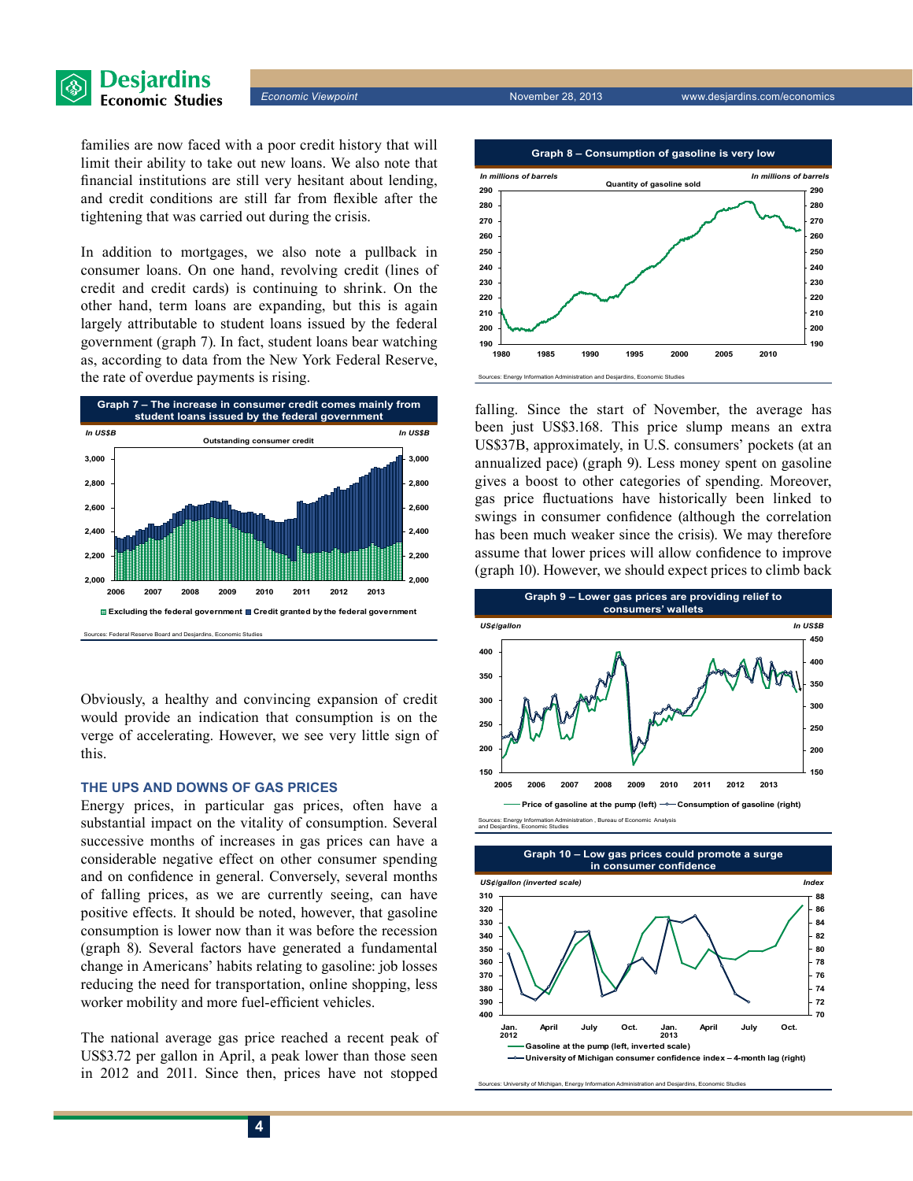families are now faced with a poor credit history that will limit their ability to take out new loans. We also note that financial institutions are still very hesitant about lending, and credit conditions are still far from flexible after the tightening that was carried out during the crisis.

In addition to mortgages, we also note a pullback in consumer loans. On one hand, revolving credit (lines of credit and credit cards) is continuing to shrink. On the other hand, term loans are expanding, but this is again largely attributable to student loans issued by the federal government (graph 7). In fact, student loans bear watching as, according to data from the New York Federal Reserve, the rate of overdue payments is rising.

**Graph 7 – The increase in consumer credit comes mainly from student loans issued by the federal government**

Sources: Federal Reserve Board and Desjardins, Economic Studies

Obviously, a healthy and convincing expansion of credit would provide an indication that consumption is on the verge of accelerating. However, we see very little sign of this.

### THE UPS AND DOWNS OF GAS PRICES

Energy prices, in particular gas prices, often have a substantial impact on the vitality of consumption. Several successive months of increases in gas prices can have a considerable negative effect on other consumer spending and on confidence in general. Conversely, several months of falling prices, as we are currently seeing, can have positive effects. It should be noted, however, that gasoline consumption is lower now than it was before the recession (graph 8). Several factors have generated a fundamental change in Americans' habits relating to gasoline: job losses reducing the need for transportation, online shopping, less worker mobility and more fuel-efficient vehicles.

The national average gas price reached a recent peak of US$3.72 per gallon in April, a peak lower than those seen in 2012 and 2011. Since then, prices have not stopped falling. Since the start of November, the average has been just US$3.168. This price slump means an extra US$37B, approximately, in U.S. consumers' pockets (at an annualized pace) (graph 9). Less money spent on gasoline gives a boost to other categories of spending. Moreover, gas price fluctuations have historically been linked to swings in consumer confidence (although the correlation has been much weaker since the crisis). We may therefore assume that lower prices will allow confidence to improve (graph 10). However, we should expect prices to climb back

**Graph 8 – Consumption of gasoline is very low**

Sources: Energy Information Administration and Desjardins, Economic Studies

**Graph 9 – Lower gas prices are providing relief to consumers' wallets**

Sources: Energy Information Administration, Bureau of Economic Analysis and Desjardins, Economic Studies

**Graph 10 – Low gas prices could promote a surge in consumer confidence**

Sources: University of Michigan, Energy Information Administration and Desjardins, Economic Studies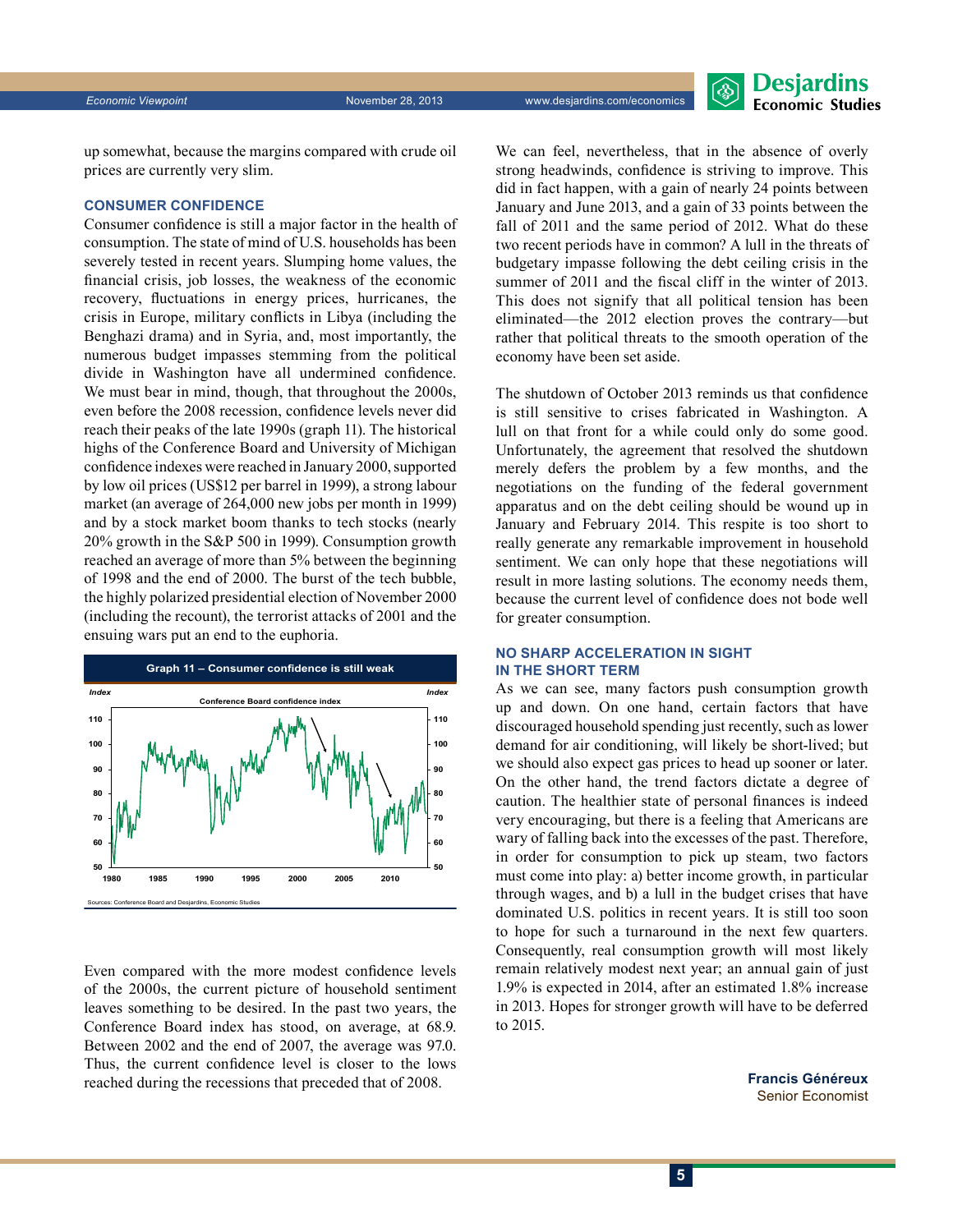up somewhat, because the margins compared with crude oil prices are currently very slim.

### CONSUMER CONFIDENCE

Consumer confidence is still a major factor in the health of consumption. The state of mind of U.S. households has been severely tested in recent years. Slumping home values, the financial crisis, job losses, the weakness of the economic recovery, fluctuations in energy prices, hurricanes, the crisis in Europe, military conflicts in Libya (including the Benghazi drama) and in Syria, and, most importantly, the numerous budget impasses stemming from the political divide in Washington have all undermined confidence. We must bear in mind, though, that throughout the 2000s, even before the 2008 recession, confidence levels never did reach their peaks of the late 1990s (graph 11). The historical highs of the Conference Board and University of Michigan confidence indexes were reached in January 2000, supported by low oil prices (US$12 per barrel in 1999), a strong labour market (an average of 264,000 new jobs per month in 1999) and by a stock market boom thanks to tech stocks (nearly 20% growth in the S&P 500 in 1999). Consumption growth reached an average of more than 5% between the beginning of 1998 and the end of 2000. The burst of the tech bubble, the highly polarized presidential election of November 2000 (including the recount), the terrorist attacks of 2001 and the ensuing wars put an end to the euphoria.

**Graph 11 – Consumer confidence is still weak**

Index
Index
Conference Board confidence index
110
100
90
80
70
60
50
1980
1985
1990
1995
2000
2005
2010

Sources: Conference Board and Desjardins, Economic Studies

Even compared with the more modest confidence levels of the 2000s, the current picture of household sentiment leaves something to be desired. In the past two years, the Conference Board index has stood, on average, at 68.9. Between 2002 and the end of 2007, the average was 97.0. Thus, the current confidence level is closer to the lows reached during the recessions that preceded that of 2008.

We can feel, nevertheless, that in the absence of overly strong headwinds, confidence is striving to improve. This did in fact happen, with a gain of nearly 24 points between January and June 2013, and a gain of 33 points between the fall of 2011 and the same period of 2012. What do these two recent periods have in common? A lull in the threats of budgetary impasse following the debt ceiling crisis in the summer of 2011 and the fiscal cliff in the winter of 2013. This does not signify that all political tension has been eliminated—the 2012 election proves the contrary—but rather that political threats to the smooth operation of the economy have been set aside.

The shutdown of October 2013 reminds us that confidence is still sensitive to crises fabricated in Washington. A lull on that front for a while could only do some good. Unfortunately, the agreement that resolved the shutdown merely defers the problem by a few months, and the negotiations on the funding of the federal government apparatus and on the debt ceiling should be wound up in January and February 2014. This respite is too short to really generate any remarkable improvement in household sentiment. We can only hope that these negotiations will result in more lasting solutions. The economy needs them, because the current level of confidence does not bode well for greater consumption.

### NO SHARP ACCELERATION IN SIGHT IN THE SHORT TERM

As we can see, many factors push consumption growth up and down. On one hand, certain factors that have discouraged household spending just recently, such as lower demand for air conditioning, will likely be short-lived; but we should also expect gas prices to head up sooner or later. On the other hand, the trend factors dictate a degree of caution. The healthier state of personal finances is indeed very encouraging, but there is a feeling that Americans are wary of falling back into the excesses of the past. Therefore, in order for consumption to pick up steam, two factors must come into play: a) better income growth, in particular through wages, and b) a lull in the budget crises that have dominated U.S. politics in recent years. It is still too soon to hope for such a turnaround in the next few quarters. Consequently, real consumption growth will most likely remain relatively modest next year; an annual gain of just 1.9% is expected in 2014, after an estimated 1.8% increase in 2013. Hopes for stronger growth will have to be deferred to 2015.

**Francis Généreux**
Senior Economist